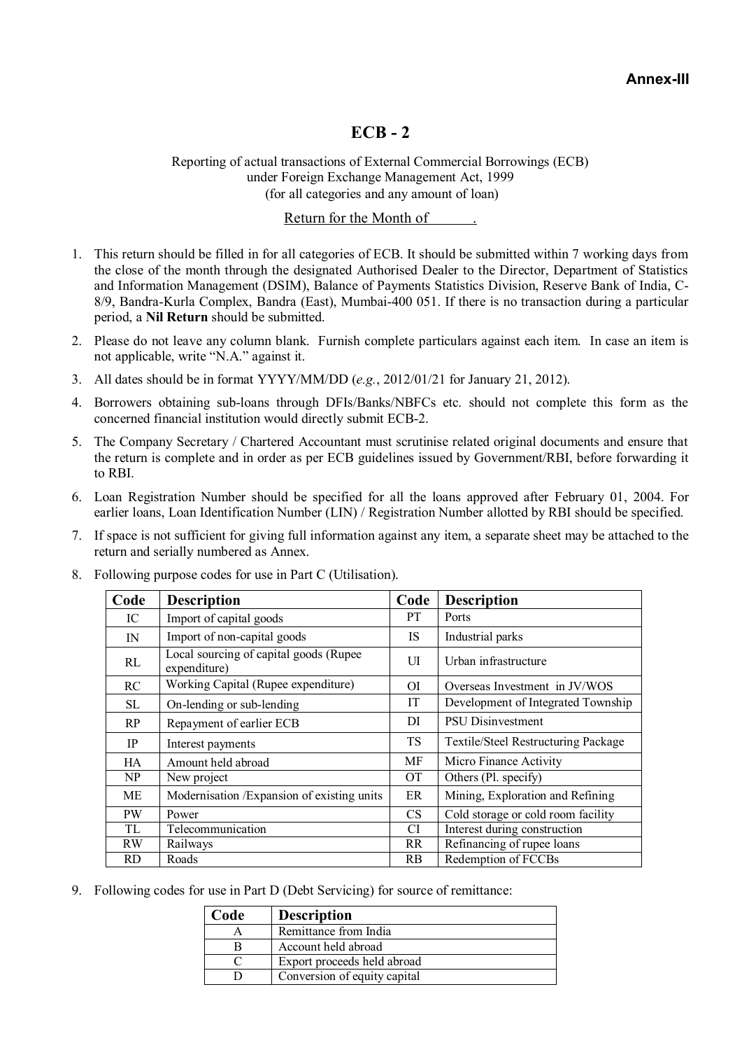**Annex-III**

# ECB - 2

Reporting of actual transactions of External Commercial Borrowings (ECB)
under Foreign Exchange Management Act, 1999
(for all categories and any amount of loan)

Return for the Month of .

1. This return should be filled in for all categories of ECB. It should be submitted within 7 working days from the close of the month through the designated Authorised Dealer to the Director, Department of Statistics and Information Management (DSIM), Balance of Payments Statistics Division, Reserve Bank of India, C-8/9, Bandra-Kurla Complex, Bandra (East), Mumbai-400 051. If there is no transaction during a particular period, a **Nil Return** should be submitted.
2. Please do not leave any column blank. Furnish complete particulars against each item. In case an item is not applicable, write "N.A." against it.
3. All dates should be in format YYYY/MM/DD (*e.g.*, 2012/01/21 for January 21, 2012).
4. Borrowers obtaining sub-loans through DFIs/Banks/NBFCs etc. should not complete this form as the concerned financial institution would directly submit ECB-2.
5. The Company Secretary / Chartered Accountant must scrutinise related original documents and ensure that the return is complete and in order as per ECB guidelines issued by Government/RBI, before forwarding it to RBI.
6. Loan Registration Number should be specified for all the loans approved after February 01, 2004. For earlier loans, Loan Identification Number (LIN) / Registration Number allotted by RBI should be specified.
7. If space is not sufficient for giving full information against any item, a separate sheet may be attached to the return and serially numbered as Annex.
8. Following purpose codes for use in Part C (Utilisation).

| Code | Description | Code | Description |
|---|---|---|---|
| IC | Import of capital goods | PT | Ports |
| IN | Import of non-capital goods | IS | Industrial parks |
| RL | Local sourcing of capital goods (Rupee expenditure) | UI | Urban infrastructure |
| RC | Working Capital (Rupee expenditure) | OI | Overseas Investment in JV/WOS |
| SL | On-lending or sub-lending | IT | Development of Integrated Township |
| RP | Repayment of earlier ECB | DI | PSU Disinvestment |
| IP | Interest payments | TS | Textile/Steel Restructuring Package |
| HA | Amount held abroad | MF | Micro Finance Activity |
| NP | New project | OT | Others (Pl. specify) |
| ME | Modernisation /Expansion of existing units | ER | Mining, Exploration and Refining |
| PW | Power | CS | Cold storage or cold room facility |
| TL | Telecommunication | CI | Interest during construction |
| RW | Railways | RR | Refinancing of rupee loans |
| RD | Roads | RB | Redemption of FCCBs |

9. Following codes for use in Part D (Debt Servicing) for source of remittance:

| Code | Description |
|---|---|
| A | Remittance from India |
| B | Account held abroad |
| C | Export proceeds held abroad |
| D | Conversion of equity capital |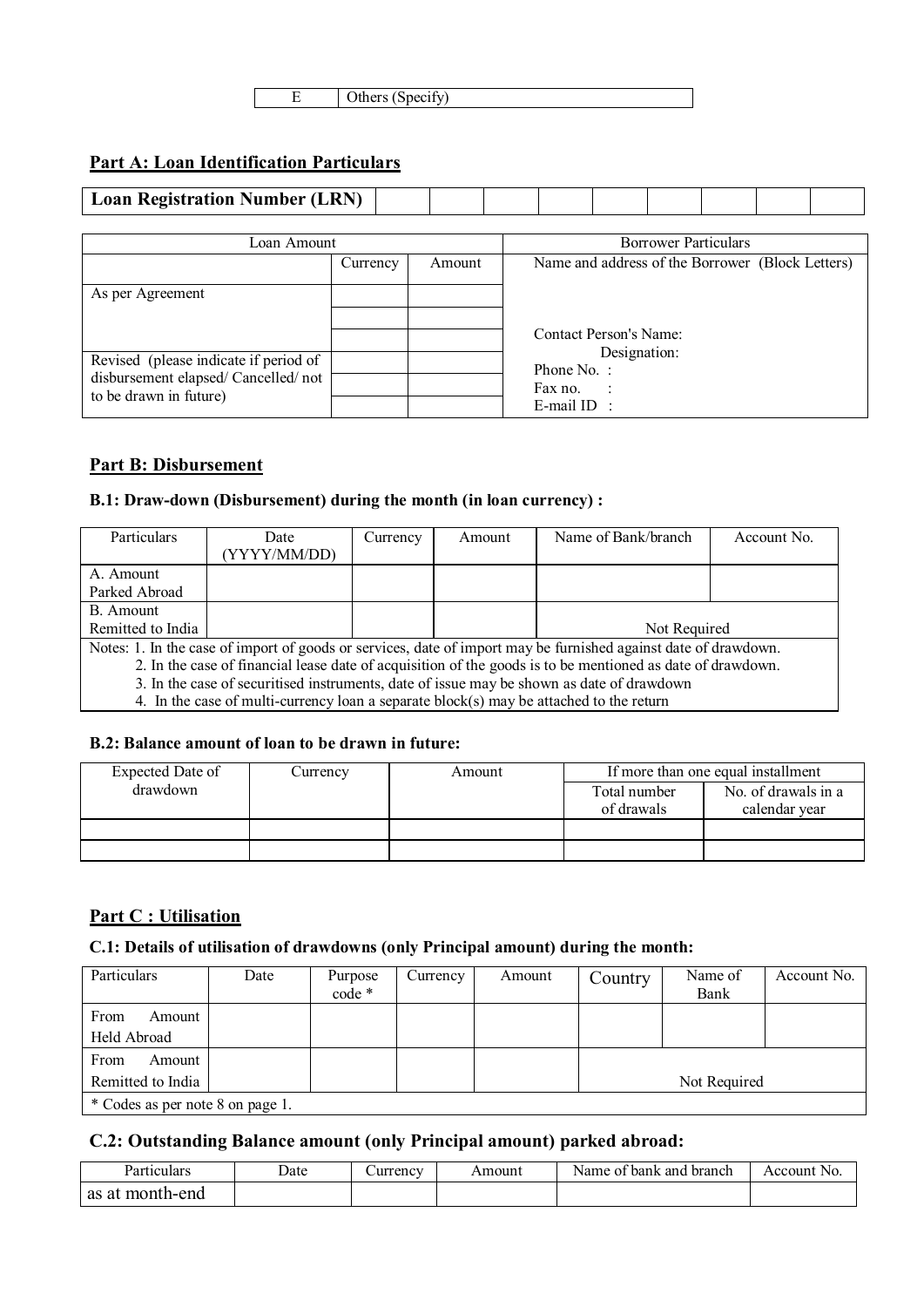| E | Others (Specify) |
|---|---|

## Part A: Loan Identification Particulars

| Loan Registration Number (LRN) | | | | | | | | | |
|---|---|---|---|---|---|---|---|---|---|

| Loan Amount | | | Borrower Particulars |
|---|---|---|---|
| | Currency | Amount | Name and address of the Borrower (Block Letters) |
| As per Agreement | | | |
| | | | |
| | | | Contact Person's Name: Designation: |
| Revised (please indicate if period of disbursement elapsed/ Cancelled/ not to be drawn in future) | | | Phone No. : |
| | | | Fax no. : |
| | | | E-mail ID : |

## Part B: Disbursement

### B.1: Draw-down (Disbursement) during the month (in loan currency) :

| Particulars | Date (YYYY/MM/DD) | Currency | Amount | Name of Bank/branch | Account No. |
|---|---|---|---|---|---|
| A. Amount Parked Abroad | | | | | |
| B. Amount Remitted to India | | | | Not Required | |

Notes: 1. In the case of import of goods or services, date of import may be furnished against date of drawdown.
2. In the case of financial lease date of acquisition of the goods is to be mentioned as date of drawdown.
3. In the case of securitised instruments, date of issue may be shown as date of drawdown
4. In the case of multi-currency loan a separate block(s) may be attached to the return

### B.2: Balance amount of loan to be drawn in future:

| Expected Date of drawdown | Currency | Amount | If more than one equal installment | |
|---|---|---|---|---|
| | | | Total number of drawals | No. of drawals in a calendar year |
| | | | | |
| | | | | |

## Part C : Utilisation

### C.1: Details of utilisation of drawdowns (only Principal amount) during the month:

| Particulars | Date | Purpose code * | Currency | Amount | Country | Name of Bank | Account No. |
|---|---|---|---|---|---|---|---|
| From Amount Held Abroad | | | | | | | |
| From Amount Remitted to India | | | | | Not Required | | |

\* Codes as per note 8 on page 1.

### C.2: Outstanding Balance amount (only Principal amount) parked abroad:

| Particulars | Date | Currency | Amount | Name of bank and branch | Account No. |
|---|---|---|---|---|---|
| as at month-end | | | | | |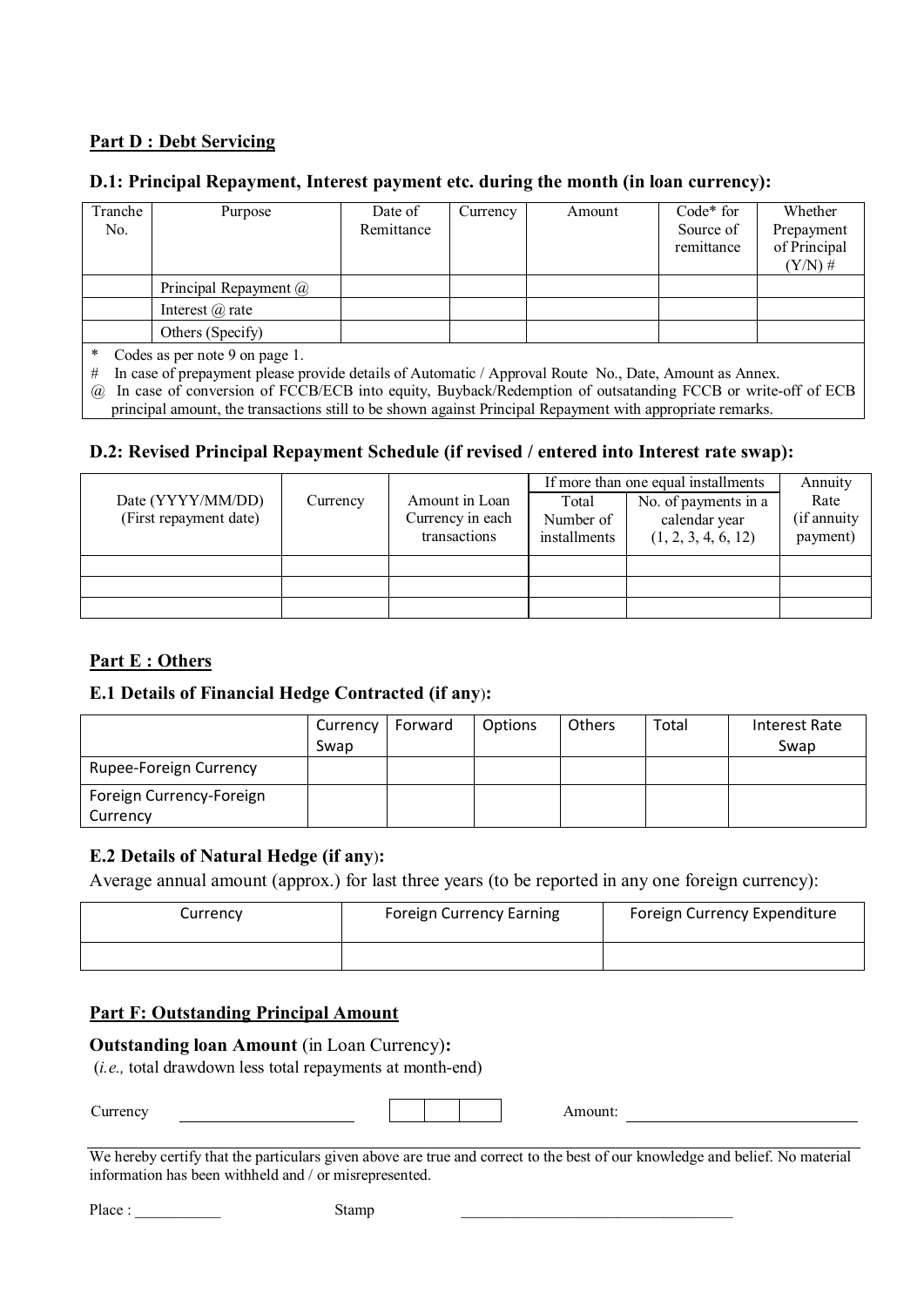## Part D : Debt Servicing

### D.1: Principal Repayment, Interest payment etc. during the month (in loan currency):

| Tranche No. | Purpose | Date of Remittance | Currency | Amount | Code* for Source of remittance | Whether Prepayment of Principal (Y/N) # |
|---|---|---|---|---|---|---|
| | Principal Repayment @ | | | | | |
| | Interest @ rate | | | | | |
| | Others (Specify) | | | | | |

\* Codes as per note 9 on page 1.

\# In case of prepayment please provide details of Automatic / Approval Route No., Date, Amount as Annex.

@ In case of conversion of FCCB/ECB into equity, Buyback/Redemption of outsatanding FCCB or write-off of ECB principal amount, the transactions still to be shown against Principal Repayment with appropriate remarks.

### D.2: Revised Principal Repayment Schedule (if revised / entered into Interest rate swap):

| Date (YYYY/MM/DD) (First repayment date) | Currency | Amount in Loan Currency in each transactions | If more than one equal installments | | Annuity Rate (if annuity payment) |
|---|---|---|---|---|---|
| | | | Total Number of installments | No. of payments in a calendar year (1, 2, 3, 4, 6, 12) | |
| | | | | | |
| | | | | | |
| | | | | | |

## Part E : Others

### E.1 Details of Financial Hedge Contracted (if any):

| | Currency Swap | Forward | Options | Others | Total | Interest Rate Swap |
|---|---|---|---|---|---|---|
| Rupee-Foreign Currency | | | | | | |
| Foreign Currency-Foreign Currency | | | | | | |

### E.2 Details of Natural Hedge (if any):

Average annual amount (approx.) for last three years (to be reported in any one foreign currency):

| Currency | Foreign Currency Earning | Foreign Currency Expenditure |
|---|---|---|
| | | |

## Part F: Outstanding Principal Amount

**Outstanding loan Amount** (in Loan Currency)**:**
(*i.e.,* total drawdown less total repayments at month-end)

Currency ____________________ | | | | Amount: ___________________________

We hereby certify that the particulars given above are true and correct to the best of our knowledge and belief. No material information has been withheld and / or misrepresented.

Place : ___________ Stamp ___________________________________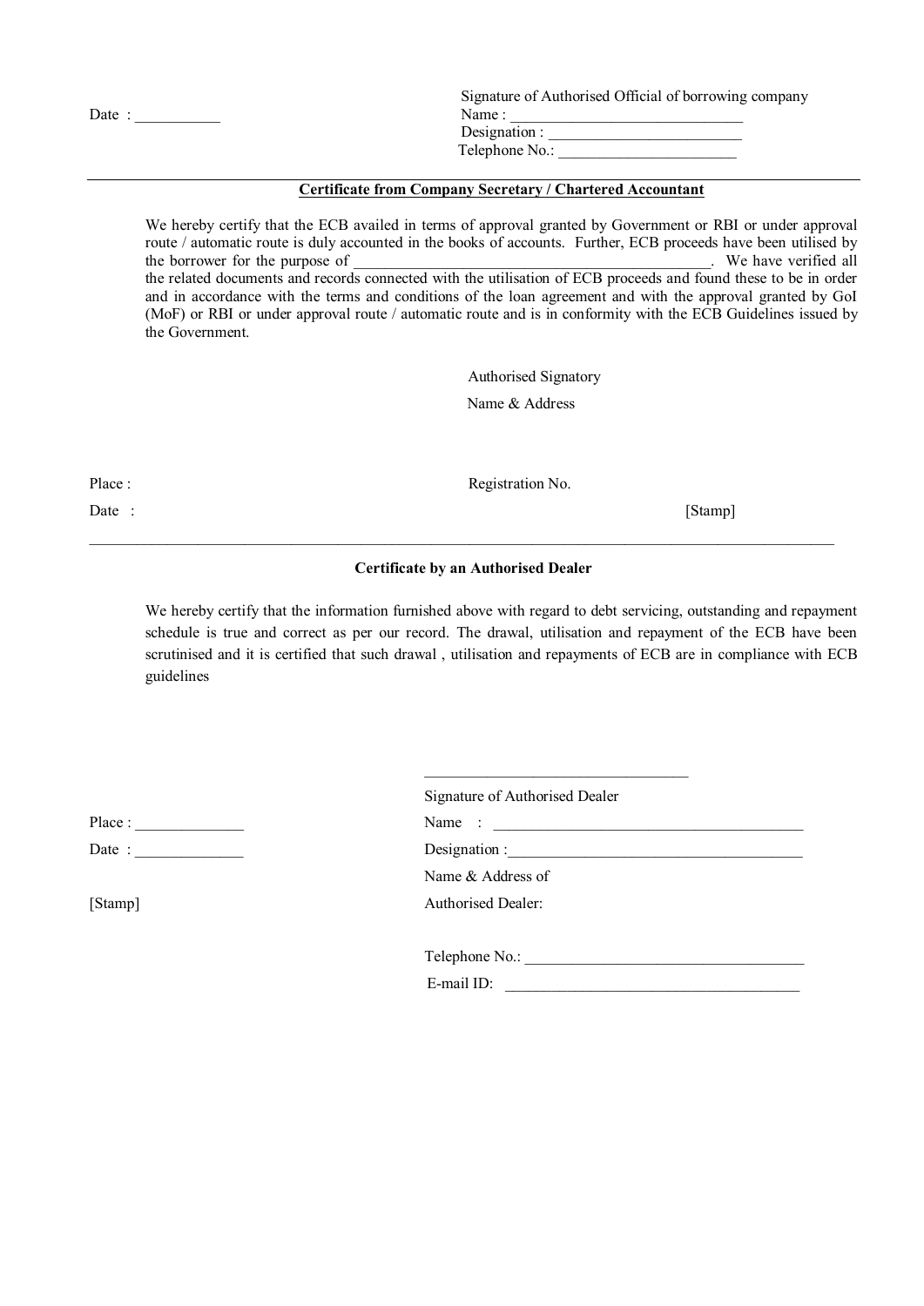Date : ___________

Signature of Authorised Official of borrowing company
Name : ______________________________
Designation : _________________________
Telephone No.: _______________________

---

**Certificate from Company Secretary / Chartered Accountant**

We hereby certify that the ECB availed in terms of approval granted by Government or RBI or under approval route / automatic route is duly accounted in the books of accounts. Further, ECB proceeds have been utilised by the borrower for the purpose of ______________________________________________. We have verified all the related documents and records connected with the utilisation of ECB proceeds and found these to be in order and in accordance with the terms and conditions of the loan agreement and with the approval granted by GoI (MoF) or RBI or under approval route / automatic route and is in conformity with the ECB Guidelines issued by the Government.

Authorised Signatory

Name & Address

Place :

Registration No.

Date :

[Stamp]

---

**Certificate by an Authorised Dealer**

We hereby certify that the information furnished above with regard to debt servicing, outstanding and repayment schedule is true and correct as per our record. The drawal, utilisation and repayment of the ECB have been scrutinised and it is certified that such drawal , utilisation and repayments of ECB are in compliance with ECB guidelines

__________________________________

Signature of Authorised Dealer

Place : ______________

Name : ________________________________________

Date : ______________

Designation :______________________________________

Name & Address of

[Stamp]

Authorised Dealer:

Telephone No.: ___________________________________

E-mail ID: ____________________________________